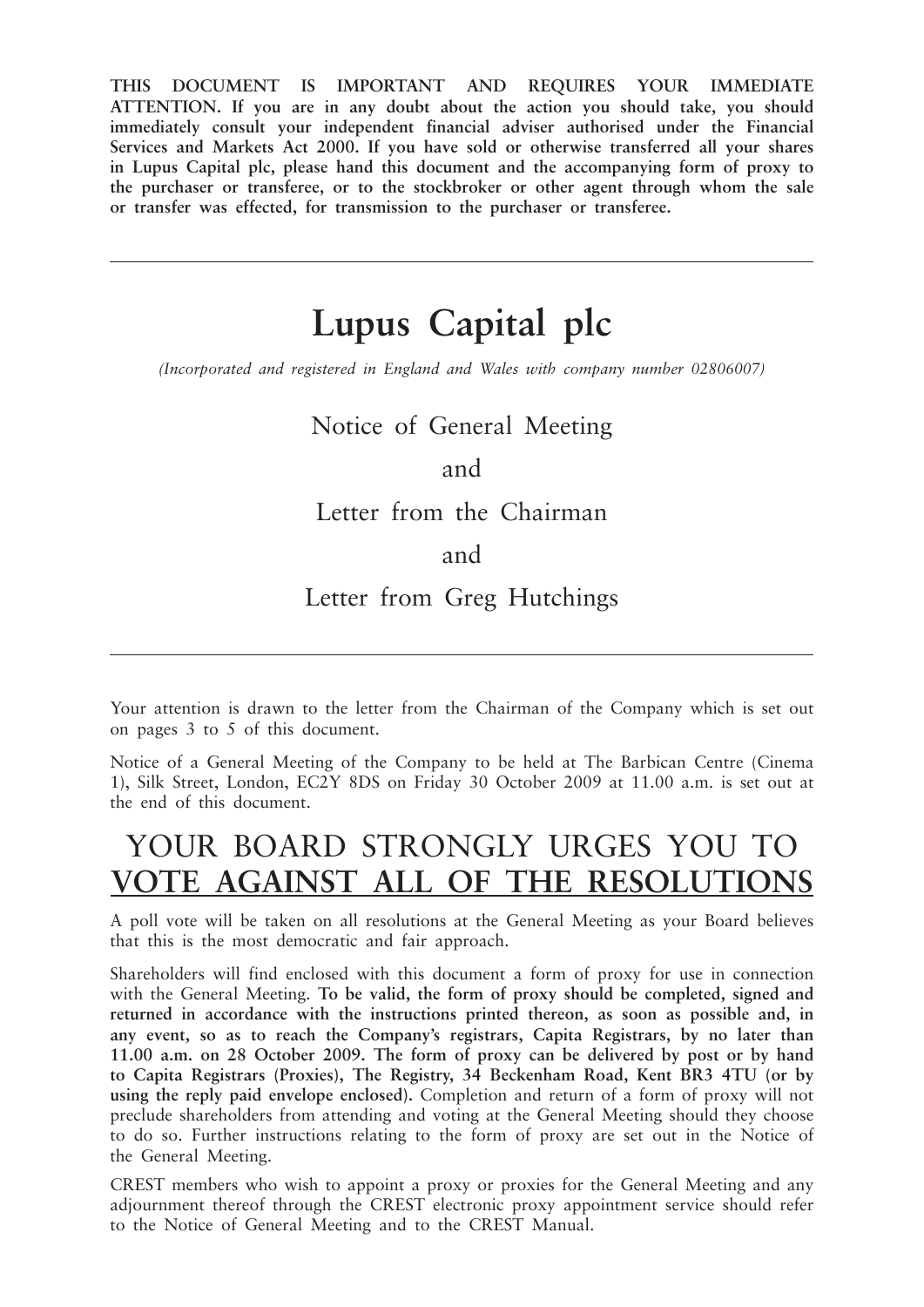**THIS DOCUMENT IS IMPORTANT AND REQUIRES YOUR IMMEDIATE ATTENTION. If you are in any doubt about the action you should take, you should immediately consult your independent financial adviser authorised under the Financial Services and Markets Act 2000. If you have sold or otherwise transferred all your shares in Lupus Capital plc, please hand this document and the accompanying form of proxy to the purchaser or transferee, or to the stockbroker or other agent through whom the sale or transfer was effected, for transmission to the purchaser or transferee.**

---

# Lupus Capital plc

*(Incorporated and registered in England and Wales with company number 02806007)*

## Notice of General Meeting

## and

## Letter from the Chairman

## and

## Letter from Greg Hutchings

---

Your attention is drawn to the letter from the Chairman of the Company which is set out on pages 3 to 5 of this document.

Notice of a General Meeting of the Company to be held at The Barbican Centre (Cinema 1), Silk Street, London, EC2Y 8DS on Friday 30 October 2009 at 11.00 a.m. is set out at the end of this document.

## YOUR BOARD STRONGLY URGES YOU TO **VOTE AGAINST ALL OF THE RESOLUTIONS**

A poll vote will be taken on all resolutions at the General Meeting as your Board believes that this is the most democratic and fair approach.

Shareholders will find enclosed with this document a form of proxy for use in connection with the General Meeting. **To be valid, the form of proxy should be completed, signed and returned in accordance with the instructions printed thereon, as soon as possible and, in any event, so as to reach the Company's registrars, Capita Registrars, by no later than 11.00 a.m. on 28 October 2009. The form of proxy can be delivered by post or by hand to Capita Registrars (Proxies), The Registry, 34 Beckenham Road, Kent BR3 4TU (or by using the reply paid envelope enclosed).** Completion and return of a form of proxy will not preclude shareholders from attending and voting at the General Meeting should they choose to do so. Further instructions relating to the form of proxy are set out in the Notice of the General Meeting.

CREST members who wish to appoint a proxy or proxies for the General Meeting and any adjournment thereof through the CREST electronic proxy appointment service should refer to the Notice of General Meeting and to the CREST Manual.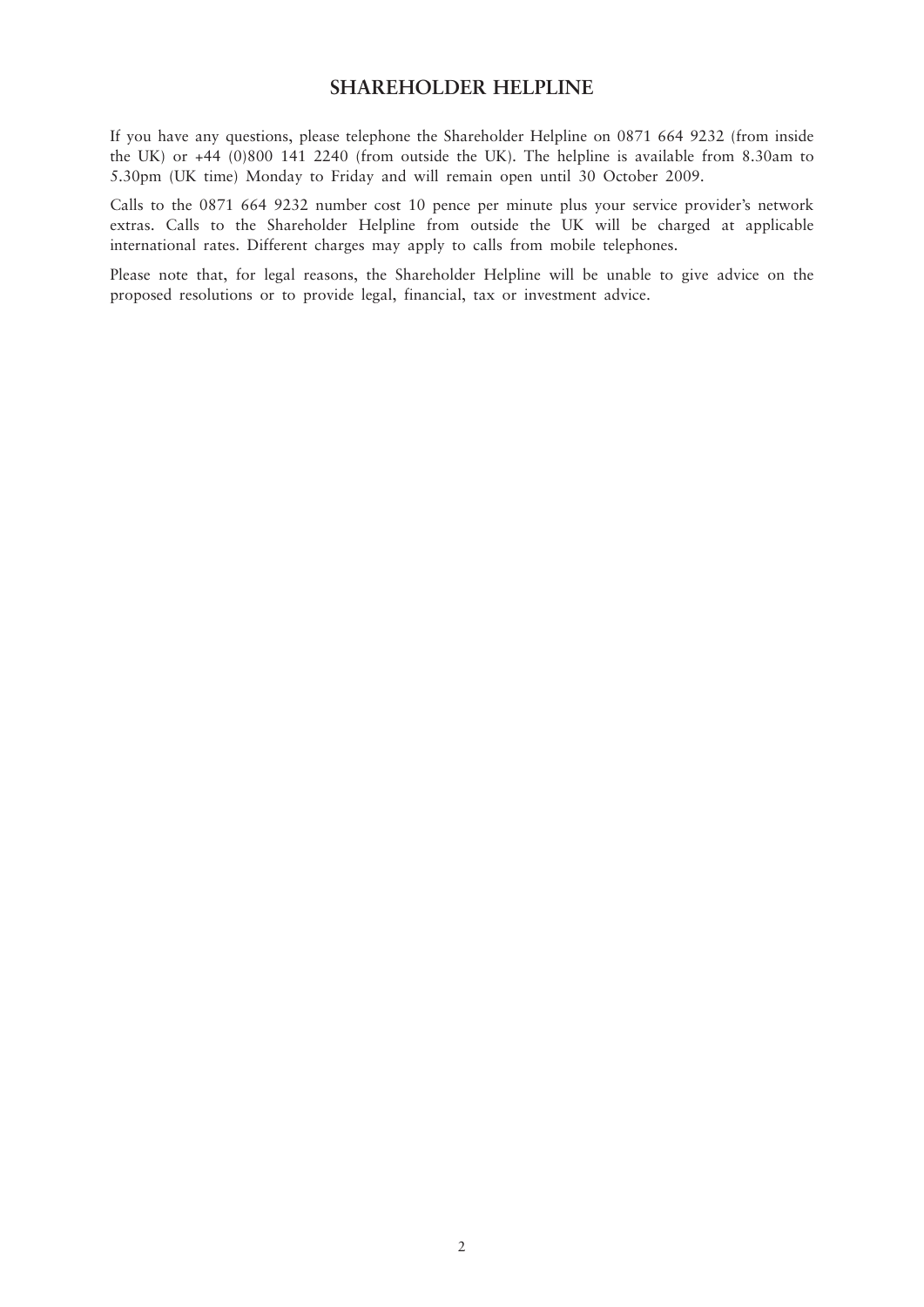# SHAREHOLDER HELPLINE

If you have any questions, please telephone the Shareholder Helpline on 0871 664 9232 (from inside the UK) or +44 (0)800 141 2240 (from outside the UK). The helpline is available from 8.30am to 5.30pm (UK time) Monday to Friday and will remain open until 30 October 2009.

Calls to the 0871 664 9232 number cost 10 pence per minute plus your service provider's network extras. Calls to the Shareholder Helpline from outside the UK will be charged at applicable international rates. Different charges may apply to calls from mobile telephones.

Please note that, for legal reasons, the Shareholder Helpline will be unable to give advice on the proposed resolutions or to provide legal, financial, tax or investment advice.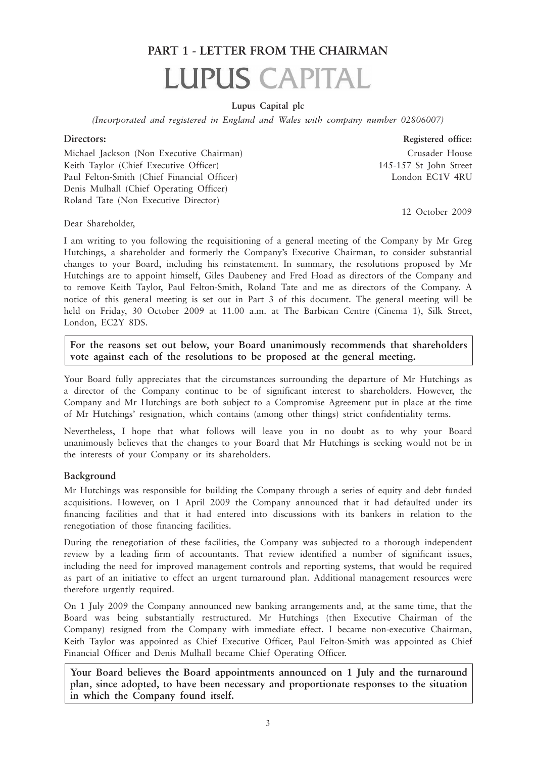# PART 1 - LETTER FROM THE CHAIRMAN

# LUPUS CAPITAL

**Lupus Capital plc**

*(Incorporated and registered in England and Wales with company number 02806007)*

**Directors:**

Michael Jackson (Non Executive Chairman)
Keith Taylor (Chief Executive Officer)
Paul Felton-Smith (Chief Financial Officer)
Denis Mulhall (Chief Operating Officer)
Roland Tate (Non Executive Director)

**Registered office:**

Crusader House
145-157 St John Street
London EC1V 4RU

12 October 2009

Dear Shareholder,

I am writing to you following the requisitioning of a general meeting of the Company by Mr Greg Hutchings, a shareholder and formerly the Company's Executive Chairman, to consider substantial changes to your Board, including his reinstatement. In summary, the resolutions proposed by Mr Hutchings are to appoint himself, Giles Daubeney and Fred Hoad as directors of the Company and to remove Keith Taylor, Paul Felton-Smith, Roland Tate and me as directors of the Company. A notice of this general meeting is set out in Part 3 of this document. The general meeting will be held on Friday, 30 October 2009 at 11.00 a.m. at The Barbican Centre (Cinema 1), Silk Street, London, EC2Y 8DS.

**For the reasons set out below, your Board unanimously recommends that shareholders vote against each of the resolutions to be proposed at the general meeting.**

Your Board fully appreciates that the circumstances surrounding the departure of Mr Hutchings as a director of the Company continue to be of significant interest to shareholders. However, the Company and Mr Hutchings are both subject to a Compromise Agreement put in place at the time of Mr Hutchings' resignation, which contains (among other things) strict confidentiality terms.

Nevertheless, I hope that what follows will leave you in no doubt as to why your Board unanimously believes that the changes to your Board that Mr Hutchings is seeking would not be in the interests of your Company or its shareholders.

## Background

Mr Hutchings was responsible for building the Company through a series of equity and debt funded acquisitions. However, on 1 April 2009 the Company announced that it had defaulted under its financing facilities and that it had entered into discussions with its bankers in relation to the renegotiation of those financing facilities.

During the renegotiation of these facilities, the Company was subjected to a thorough independent review by a leading firm of accountants. That review identified a number of significant issues, including the need for improved management controls and reporting systems, that would be required as part of an initiative to effect an urgent turnaround plan. Additional management resources were therefore urgently required.

On 1 July 2009 the Company announced new banking arrangements and, at the same time, that the Board was being substantially restructured. Mr Hutchings (then Executive Chairman of the Company) resigned from the Company with immediate effect. I became non-executive Chairman, Keith Taylor was appointed as Chief Executive Officer, Paul Felton-Smith was appointed as Chief Financial Officer and Denis Mulhall became Chief Operating Officer.

**Your Board believes the Board appointments announced on 1 July and the turnaround plan, since adopted, to have been necessary and proportionate responses to the situation in which the Company found itself.**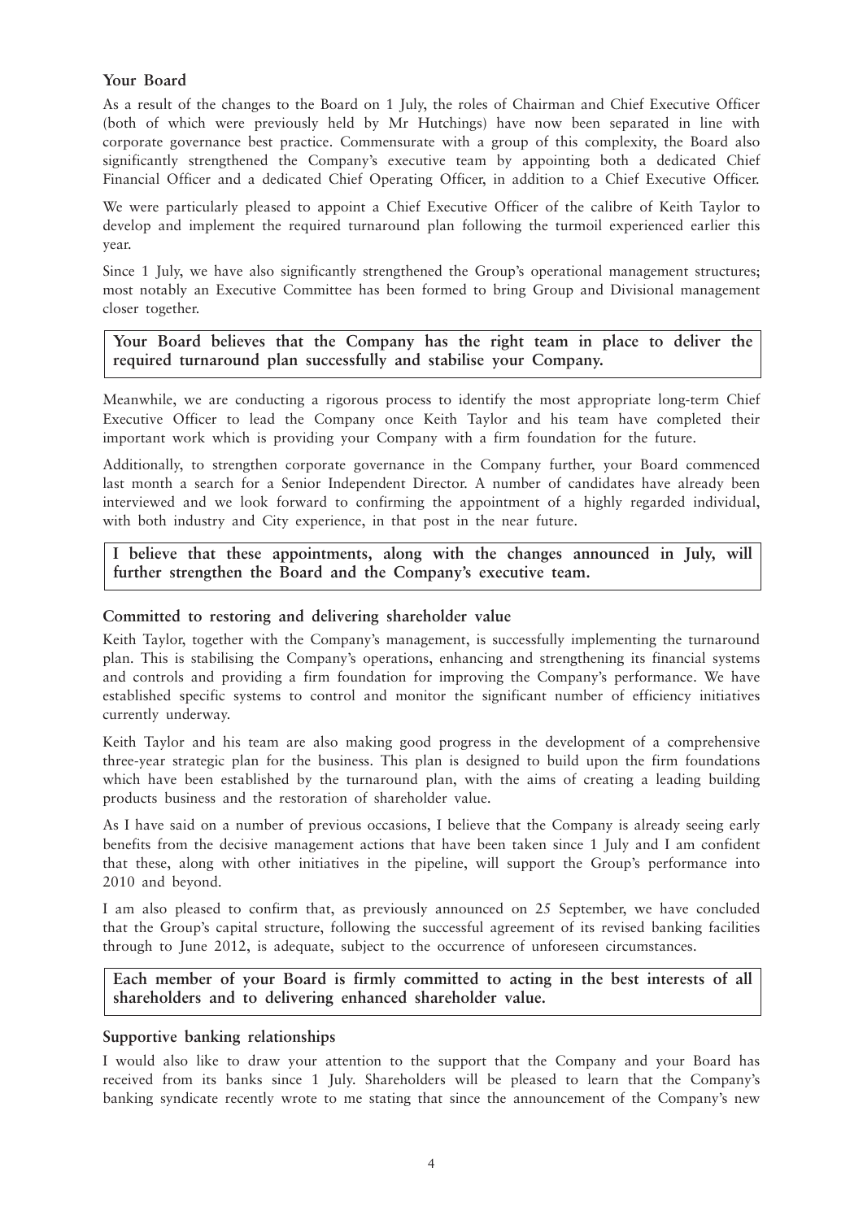## Your Board

As a result of the changes to the Board on 1 July, the roles of Chairman and Chief Executive Officer (both of which were previously held by Mr Hutchings) have now been separated in line with corporate governance best practice. Commensurate with a group of this complexity, the Board also significantly strengthened the Company's executive team by appointing both a dedicated Chief Financial Officer and a dedicated Chief Operating Officer, in addition to a Chief Executive Officer.

We were particularly pleased to appoint a Chief Executive Officer of the calibre of Keith Taylor to develop and implement the required turnaround plan following the turmoil experienced earlier this year.

Since 1 July, we have also significantly strengthened the Group's operational management structures; most notably an Executive Committee has been formed to bring Group and Divisional management closer together.

**Your Board believes that the Company has the right team in place to deliver the required turnaround plan successfully and stabilise your Company.**

Meanwhile, we are conducting a rigorous process to identify the most appropriate long-term Chief Executive Officer to lead the Company once Keith Taylor and his team have completed their important work which is providing your Company with a firm foundation for the future.

Additionally, to strengthen corporate governance in the Company further, your Board commenced last month a search for a Senior Independent Director. A number of candidates have already been interviewed and we look forward to confirming the appointment of a highly regarded individual, with both industry and City experience, in that post in the near future.

**I believe that these appointments, along with the changes announced in July, will further strengthen the Board and the Company's executive team.**

## Committed to restoring and delivering shareholder value

Keith Taylor, together with the Company's management, is successfully implementing the turnaround plan. This is stabilising the Company's operations, enhancing and strengthening its financial systems and controls and providing a firm foundation for improving the Company's performance. We have established specific systems to control and monitor the significant number of efficiency initiatives currently underway.

Keith Taylor and his team are also making good progress in the development of a comprehensive three-year strategic plan for the business. This plan is designed to build upon the firm foundations which have been established by the turnaround plan, with the aims of creating a leading building products business and the restoration of shareholder value.

As I have said on a number of previous occasions, I believe that the Company is already seeing early benefits from the decisive management actions that have been taken since 1 July and I am confident that these, along with other initiatives in the pipeline, will support the Group's performance into 2010 and beyond.

I am also pleased to confirm that, as previously announced on 25 September, we have concluded that the Group's capital structure, following the successful agreement of its revised banking facilities through to June 2012, is adequate, subject to the occurrence of unforeseen circumstances.

**Each member of your Board is firmly committed to acting in the best interests of all shareholders and to delivering enhanced shareholder value.**

## Supportive banking relationships

I would also like to draw your attention to the support that the Company and your Board has received from its banks since 1 July. Shareholders will be pleased to learn that the Company's banking syndicate recently wrote to me stating that since the announcement of the Company's new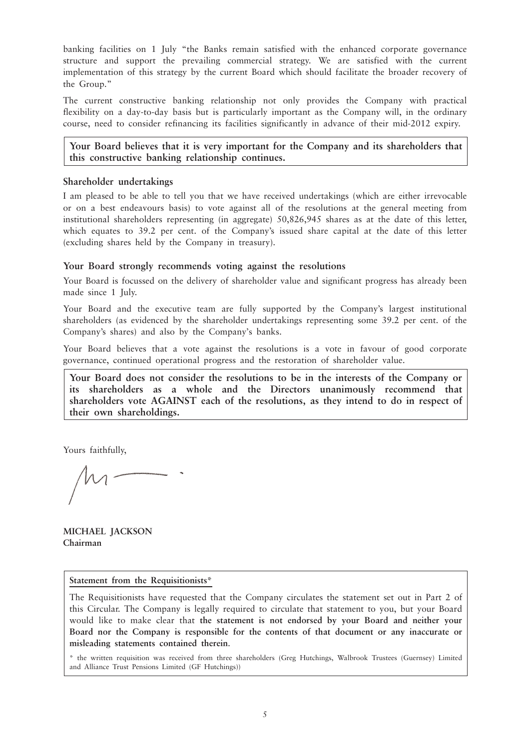banking facilities on 1 July "the Banks remain satisfied with the enhanced corporate governance structure and support the prevailing commercial strategy. We are satisfied with the current implementation of this strategy by the current Board which should facilitate the broader recovery of the Group."

The current constructive banking relationship not only provides the Company with practical flexibility on a day-to-day basis but is particularly important as the Company will, in the ordinary course, need to consider refinancing its facilities significantly in advance of their mid-2012 expiry.

**Your Board believes that it is very important for the Company and its shareholders that this constructive banking relationship continues.**

### Shareholder undertakings

I am pleased to be able to tell you that we have received undertakings (which are either irrevocable or on a best endeavours basis) to vote against all of the resolutions at the general meeting from institutional shareholders representing (in aggregate) 50,826,945 shares as at the date of this letter, which equates to 39.2 per cent. of the Company's issued share capital at the date of this letter (excluding shares held by the Company in treasury).

### Your Board strongly recommends voting against the resolutions

Your Board is focussed on the delivery of shareholder value and significant progress has already been made since 1 July.

Your Board and the executive team are fully supported by the Company's largest institutional shareholders (as evidenced by the shareholder undertakings representing some 39.2 per cent. of the Company's shares) and also by the Company's banks.

Your Board believes that a vote against the resolutions is a vote in favour of good corporate governance, continued operational progress and the restoration of shareholder value.

**Your Board does not consider the resolutions to be in the interests of the Company or its shareholders as a whole and the Directors unanimously recommend that shareholders vote AGAINST each of the resolutions, as they intend to do in respect of their own shareholdings.**

Yours faithfully,

**MICHAEL JACKSON**
**Chairman**

**Statement from the Requisitionists***

The Requisitionists have requested that the Company circulates the statement set out in Part 2 of this Circular. The Company is legally required to circulate that statement to you, but your Board would like to make clear that **the statement is not endorsed by your Board and neither your Board nor the Company is responsible for the contents of that document or any inaccurate or misleading statements contained therein**.

* the written requisition was received from three shareholders (Greg Hutchings, Walbrook Trustees (Guernsey) Limited and Alliance Trust Pensions Limited (GF Hutchings))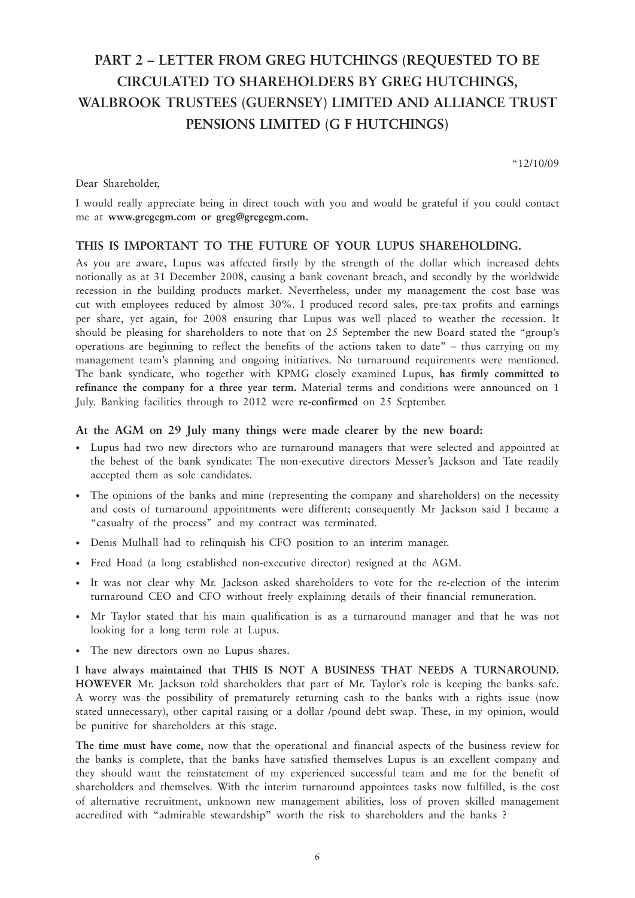# PART 2 – LETTER FROM GREG HUTCHINGS (REQUESTED TO BE CIRCULATED TO SHAREHOLDERS BY GREG HUTCHINGS, WALBROOK TRUSTEES (GUERNSEY) LIMITED AND ALLIANCE TRUST PENSIONS LIMITED (G F HUTCHINGS)

"12/10/09

Dear Shareholder,

I would really appreciate being in direct touch with you and would be grateful if you could contact me at **www.gregegm.com or greg@gregegm.com.**

## THIS IS IMPORTANT TO THE FUTURE OF YOUR LUPUS SHAREHOLDING.

As you are aware, Lupus was affected firstly by the strength of the dollar which increased debts notionally as at 31 December 2008, causing a bank covenant breach, and secondly by the worldwide recession in the building products market. Nevertheless, under my management the cost base was cut with employees reduced by almost 30%. I produced record sales, pre-tax profits and earnings per share, yet again, for 2008 ensuring that Lupus was well placed to weather the recession. It should be pleasing for shareholders to note that on 25 September the new Board stated the "group's operations are beginning to reflect the benefits of the actions taken to date" – thus carrying on my management team's planning and ongoing initiatives. No turnaround requirements were mentioned. The bank syndicate, who together with KPMG closely examined Lupus, **has firmly committed to refinance the company for a three year term.** Material terms and conditions were announced on 1 July. Banking facilities through to 2012 were **re-confirmed** on 25 September.

### At the AGM on 29 July many things were made clearer by the new board:

- Lupus had two new directors who are turnaround managers that were selected and appointed at the behest of the bank syndicate: The non-executive directors Messer's Jackson and Tate readily accepted them as sole candidates.
- The opinions of the banks and mine (representing the company and shareholders) on the necessity and costs of turnaround appointments were different; consequently Mr Jackson said I became a "casualty of the process" and my contract was terminated.
- Denis Mulhall had to relinquish his CFO position to an interim manager.
- Fred Hoad (a long established non-executive director) resigned at the AGM.
- It was not clear why Mr. Jackson asked shareholders to vote for the re-election of the interim turnaround CEO and CFO without freely explaining details of their financial remuneration.
- Mr Taylor stated that his main qualification is as a turnaround manager and that he was not looking for a long term role at Lupus.
- The new directors own no Lupus shares.

**I have always maintained that THIS IS NOT A BUSINESS THAT NEEDS A TURNAROUND. HOWEVER** Mr. Jackson told shareholders that part of Mr. Taylor's role is keeping the banks safe. A worry was the possibility of prematurely returning cash to the banks with a rights issue (now stated unnecessary), other capital raising or a dollar /pound debt swap. These, in my opinion, would be punitive for shareholders at this stage.

**The time must have come**, now that the operational and financial aspects of the business review for the banks is complete, that the banks have satisfied themselves Lupus is an excellent company and they should want the reinstatement of my experienced successful team and me for the benefit of shareholders and themselves. With the interim turnaround appointees tasks now fulfilled, is the cost of alternative recruitment, unknown new management abilities, loss of proven skilled management accredited with "admirable stewardship" worth the risk to shareholders and the banks ?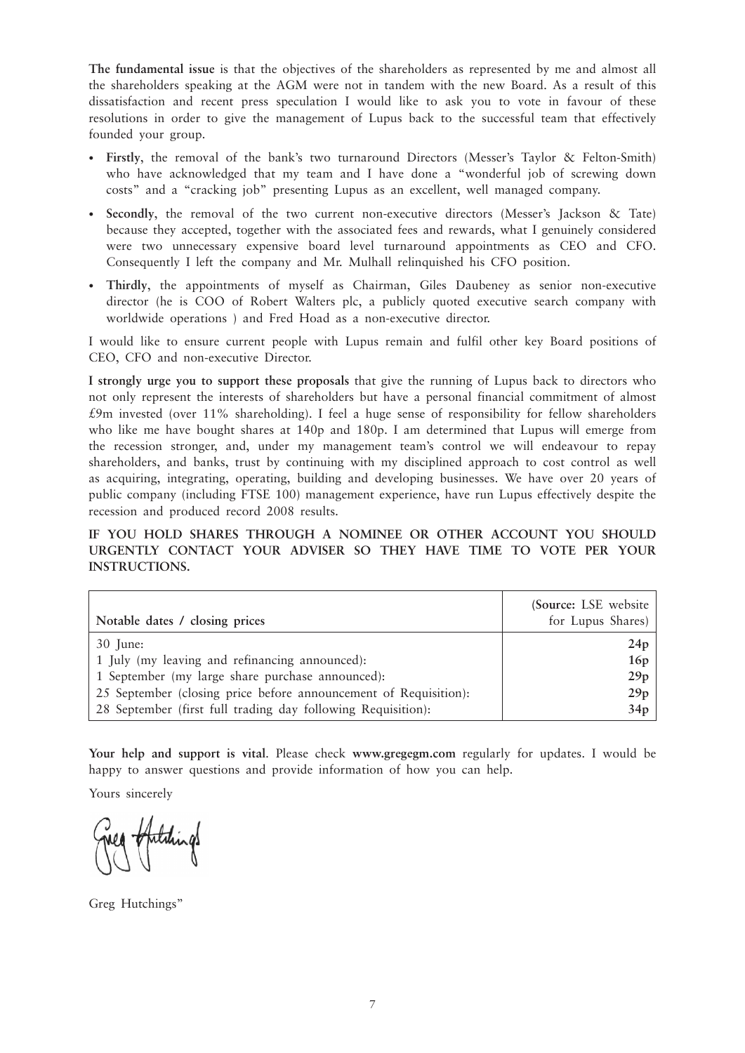**The fundamental issue** is that the objectives of the shareholders as represented by me and almost all the shareholders speaking at the AGM were not in tandem with the new Board. As a result of this dissatisfaction and recent press speculation I would like to ask you to vote in favour of these resolutions in order to give the management of Lupus back to the successful team that effectively founded your group.

- **Firstly**, the removal of the bank's two turnaround Directors (Messer's Taylor & Felton-Smith) who have acknowledged that my team and I have done a "wonderful job of screwing down costs" and a "cracking job" presenting Lupus as an excellent, well managed company.
- **Secondly**, the removal of the two current non-executive directors (Messer's Jackson & Tate) because they accepted, together with the associated fees and rewards, what I genuinely considered were two unnecessary expensive board level turnaround appointments as CEO and CFO. Consequently I left the company and Mr. Mulhall relinquished his CFO position.
- **Thirdly**, the appointments of myself as Chairman, Giles Daubeney as senior non-executive director (he is COO of Robert Walters plc, a publicly quoted executive search company with worldwide operations ) and Fred Hoad as a non-executive director.

I would like to ensure current people with Lupus remain and fulfil other key Board positions of CEO, CFO and non-executive Director.

**I strongly urge you to support these proposals** that give the running of Lupus back to directors who not only represent the interests of shareholders but have a personal financial commitment of almost £9m invested (over 11% shareholding). I feel a huge sense of responsibility for fellow shareholders who like me have bought shares at 140p and 180p. I am determined that Lupus will emerge from the recession stronger, and, under my management team's control we will endeavour to repay shareholders, and banks, trust by continuing with my disciplined approach to cost control as well as acquiring, integrating, operating, building and developing businesses. We have over 20 years of public company (including FTSE 100) management experience, have run Lupus effectively despite the recession and produced record 2008 results.

**IF YOU HOLD SHARES THROUGH A NOMINEE OR OTHER ACCOUNT YOU SHOULD URGENTLY CONTACT YOUR ADVISER SO THEY HAVE TIME TO VOTE PER YOUR INSTRUCTIONS.**

| Notable dates / closing prices | (**Source:** LSE website for Lupus Shares) |
|---|---|
| 30 June: | **24p** |
| 1 July (my leaving and refinancing announced): | **16p** |
| 1 September (my large share purchase announced): | **29p** |
| 25 September (closing price before announcement of Requisition): | **29p** |
| 28 September (first full trading day following Requisition): | **34p** |

**Your help and support is vital**. Please check **www.gregegm.com** regularly for updates. I would be happy to answer questions and provide information of how you can help.

Yours sincerely

Greg Hutchings"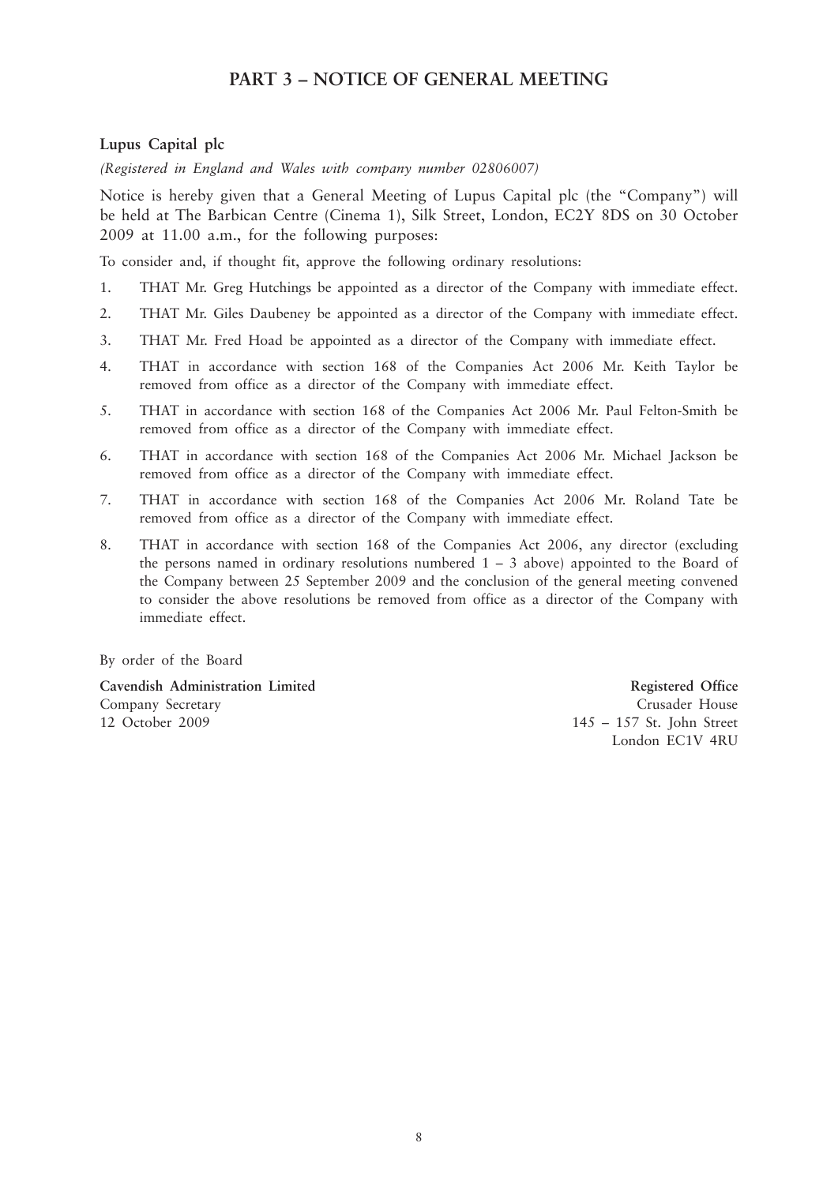# PART 3 – NOTICE OF GENERAL MEETING

**Lupus Capital plc**

*(Registered in England and Wales with company number 02806007)*

Notice is hereby given that a General Meeting of Lupus Capital plc (the "Company") will be held at The Barbican Centre (Cinema 1), Silk Street, London, EC2Y 8DS on 30 October 2009 at 11.00 a.m., for the following purposes:

To consider and, if thought fit, approve the following ordinary resolutions:

1. THAT Mr. Greg Hutchings be appointed as a director of the Company with immediate effect.
2. THAT Mr. Giles Daubeney be appointed as a director of the Company with immediate effect.
3. THAT Mr. Fred Hoad be appointed as a director of the Company with immediate effect.
4. THAT in accordance with section 168 of the Companies Act 2006 Mr. Keith Taylor be removed from office as a director of the Company with immediate effect.
5. THAT in accordance with section 168 of the Companies Act 2006 Mr. Paul Felton-Smith be removed from office as a director of the Company with immediate effect.
6. THAT in accordance with section 168 of the Companies Act 2006 Mr. Michael Jackson be removed from office as a director of the Company with immediate effect.
7. THAT in accordance with section 168 of the Companies Act 2006 Mr. Roland Tate be removed from office as a director of the Company with immediate effect.
8. THAT in accordance with section 168 of the Companies Act 2006, any director (excluding the persons named in ordinary resolutions numbered 1 – 3 above) appointed to the Board of the Company between 25 September 2009 and the conclusion of the general meeting convened to consider the above resolutions be removed from office as a director of the Company with immediate effect.

By order of the Board

**Cavendish Administration Limited**
Company Secretary
12 October 2009

**Registered Office**
Crusader House
145 – 157 St. John Street
London EC1V 4RU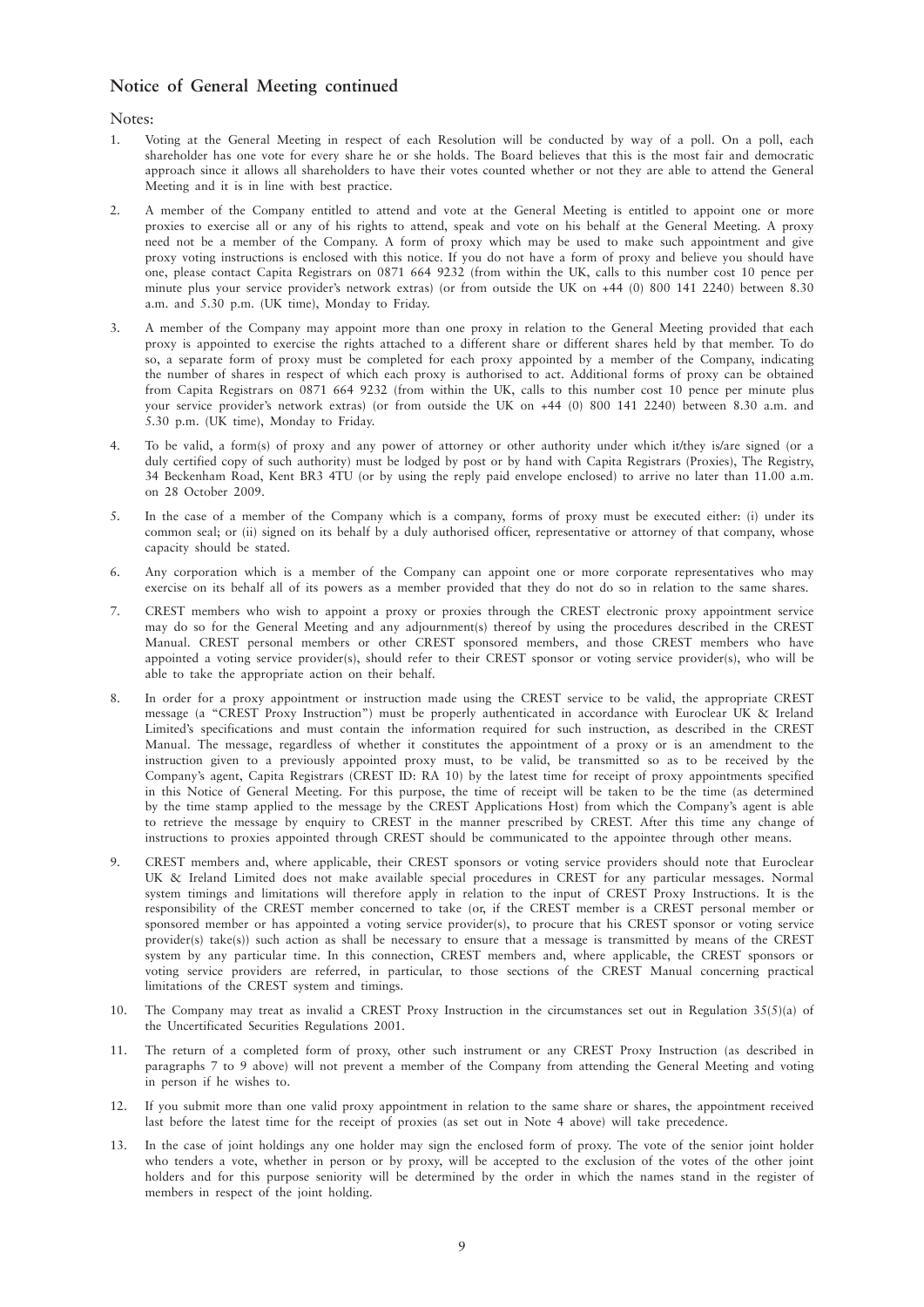## Notice of General Meeting continued

Notes:

1. Voting at the General Meeting in respect of each Resolution will be conducted by way of a poll. On a poll, each shareholder has one vote for every share he or she holds. The Board believes that this is the most fair and democratic approach since it allows all shareholders to have their votes counted whether or not they are able to attend the General Meeting and it is in line with best practice.

2. A member of the Company entitled to attend and vote at the General Meeting is entitled to appoint one or more proxies to exercise all or any of his rights to attend, speak and vote on his behalf at the General Meeting. A proxy need not be a member of the Company. A form of proxy which may be used to make such appointment and give proxy voting instructions is enclosed with this notice. If you do not have a form of proxy and believe you should have one, please contact Capita Registrars on 0871 664 9232 (from within the UK, calls to this number cost 10 pence per minute plus your service provider's network extras) (or from outside the UK on +44 (0) 800 141 2240) between 8.30 a.m. and 5.30 p.m. (UK time), Monday to Friday.

3. A member of the Company may appoint more than one proxy in relation to the General Meeting provided that each proxy is appointed to exercise the rights attached to a different share or different shares held by that member. To do so, a separate form of proxy must be completed for each proxy appointed by a member of the Company, indicating the number of shares in respect of which each proxy is authorised to act. Additional forms of proxy can be obtained from Capita Registrars on 0871 664 9232 (from within the UK, calls to this number cost 10 pence per minute plus your service provider's network extras) (or from outside the UK on +44 (0) 800 141 2240) between 8.30 a.m. and 5.30 p.m. (UK time), Monday to Friday.

4. To be valid, a form(s) of proxy and any power of attorney or other authority under which it/they is/are signed (or a duly certified copy of such authority) must be lodged by post or by hand with Capita Registrars (Proxies), The Registry, 34 Beckenham Road, Kent BR3 4TU (or by using the reply paid envelope enclosed) to arrive no later than 11.00 a.m. on 28 October 2009.

5. In the case of a member of the Company which is a company, forms of proxy must be executed either: (i) under its common seal; or (ii) signed on its behalf by a duly authorised officer, representative or attorney of that company, whose capacity should be stated.

6. Any corporation which is a member of the Company can appoint one or more corporate representatives who may exercise on its behalf all of its powers as a member provided that they do not do so in relation to the same shares.

7. CREST members who wish to appoint a proxy or proxies through the CREST electronic proxy appointment service may do so for the General Meeting and any adjournment(s) thereof by using the procedures described in the CREST Manual. CREST personal members or other CREST sponsored members, and those CREST members who have appointed a voting service provider(s), should refer to their CREST sponsor or voting service provider(s), who will be able to take the appropriate action on their behalf.

8. In order for a proxy appointment or instruction made using the CREST service to be valid, the appropriate CREST message (a "CREST Proxy Instruction") must be properly authenticated in accordance with Euroclear UK & Ireland Limited's specifications and must contain the information required for such instruction, as described in the CREST Manual. The message, regardless of whether it constitutes the appointment of a proxy or is an amendment to the instruction given to a previously appointed proxy must, to be valid, be transmitted so as to be received by the Company's agent, Capita Registrars (CREST ID: RA 10) by the latest time for receipt of proxy appointments specified in this Notice of General Meeting. For this purpose, the time of receipt will be taken to be the time (as determined by the time stamp applied to the message by the CREST Applications Host) from which the Company's agent is able to retrieve the message by enquiry to CREST in the manner prescribed by CREST. After this time any change of instructions to proxies appointed through CREST should be communicated to the appointee through other means.

9. CREST members and, where applicable, their CREST sponsors or voting service providers should note that Euroclear UK & Ireland Limited does not make available special procedures in CREST for any particular messages. Normal system timings and limitations will therefore apply in relation to the input of CREST Proxy Instructions. It is the responsibility of the CREST member concerned to take (or, if the CREST member is a CREST personal member or sponsored member or has appointed a voting service provider(s), to procure that his CREST sponsor or voting service provider(s) take(s)) such action as shall be necessary to ensure that a message is transmitted by means of the CREST system by any particular time. In this connection, CREST members and, where applicable, the CREST sponsors or voting service providers are referred, in particular, to those sections of the CREST Manual concerning practical limitations of the CREST system and timings.

10. The Company may treat as invalid a CREST Proxy Instruction in the circumstances set out in Regulation 35(5)(a) of the Uncertificated Securities Regulations 2001.

11. The return of a completed form of proxy, other such instrument or any CREST Proxy Instruction (as described in paragraphs 7 to 9 above) will not prevent a member of the Company from attending the General Meeting and voting in person if he wishes to.

12. If you submit more than one valid proxy appointment in relation to the same share or shares, the appointment received last before the latest time for the receipt of proxies (as set out in Note 4 above) will take precedence.

13. In the case of joint holdings any one holder may sign the enclosed form of proxy. The vote of the senior joint holder who tenders a vote, whether in person or by proxy, will be accepted to the exclusion of the votes of the other joint holders and for this purpose seniority will be determined by the order in which the names stand in the register of members in respect of the joint holding.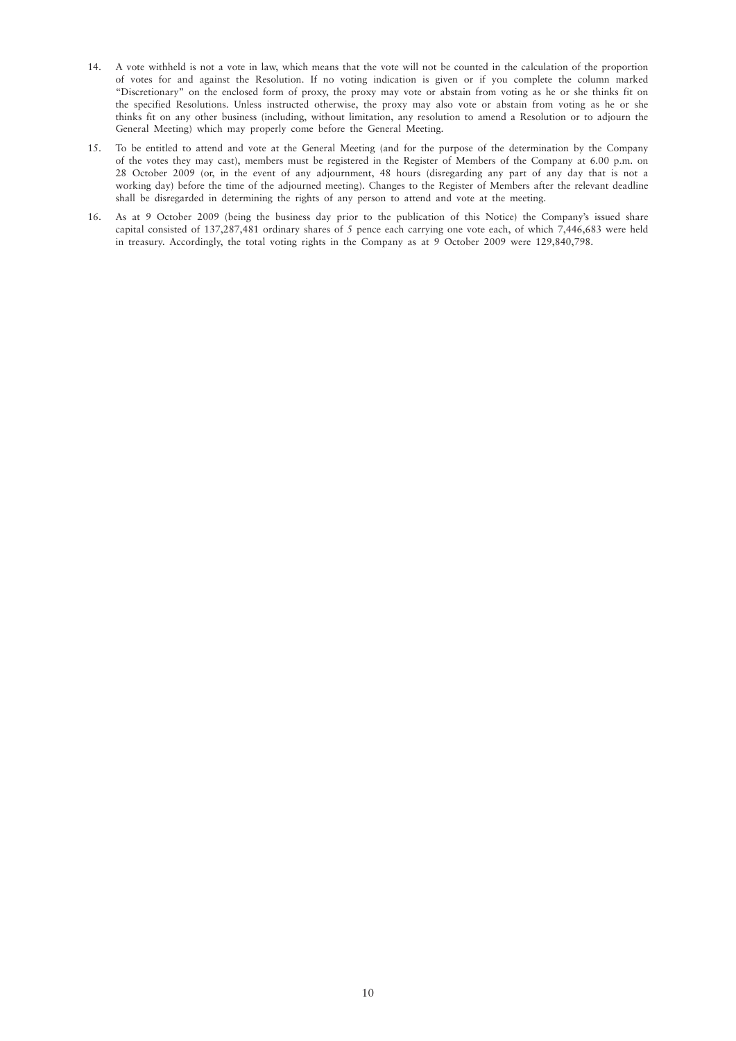14. A vote withheld is not a vote in law, which means that the vote will not be counted in the calculation of the proportion of votes for and against the Resolution. If no voting indication is given or if you complete the column marked "Discretionary" on the enclosed form of proxy, the proxy may vote or abstain from voting as he or she thinks fit on the specified Resolutions. Unless instructed otherwise, the proxy may also vote or abstain from voting as he or she thinks fit on any other business (including, without limitation, any resolution to amend a Resolution or to adjourn the General Meeting) which may properly come before the General Meeting.

15. To be entitled to attend and vote at the General Meeting (and for the purpose of the determination by the Company of the votes they may cast), members must be registered in the Register of Members of the Company at 6.00 p.m. on 28 October 2009 (or, in the event of any adjournment, 48 hours (disregarding any part of any day that is not a working day) before the time of the adjourned meeting). Changes to the Register of Members after the relevant deadline shall be disregarded in determining the rights of any person to attend and vote at the meeting.

16. As at 9 October 2009 (being the business day prior to the publication of this Notice) the Company's issued share capital consisted of 137,287,481 ordinary shares of 5 pence each carrying one vote each, of which 7,446,683 were held in treasury. Accordingly, the total voting rights in the Company as at 9 October 2009 were 129,840,798.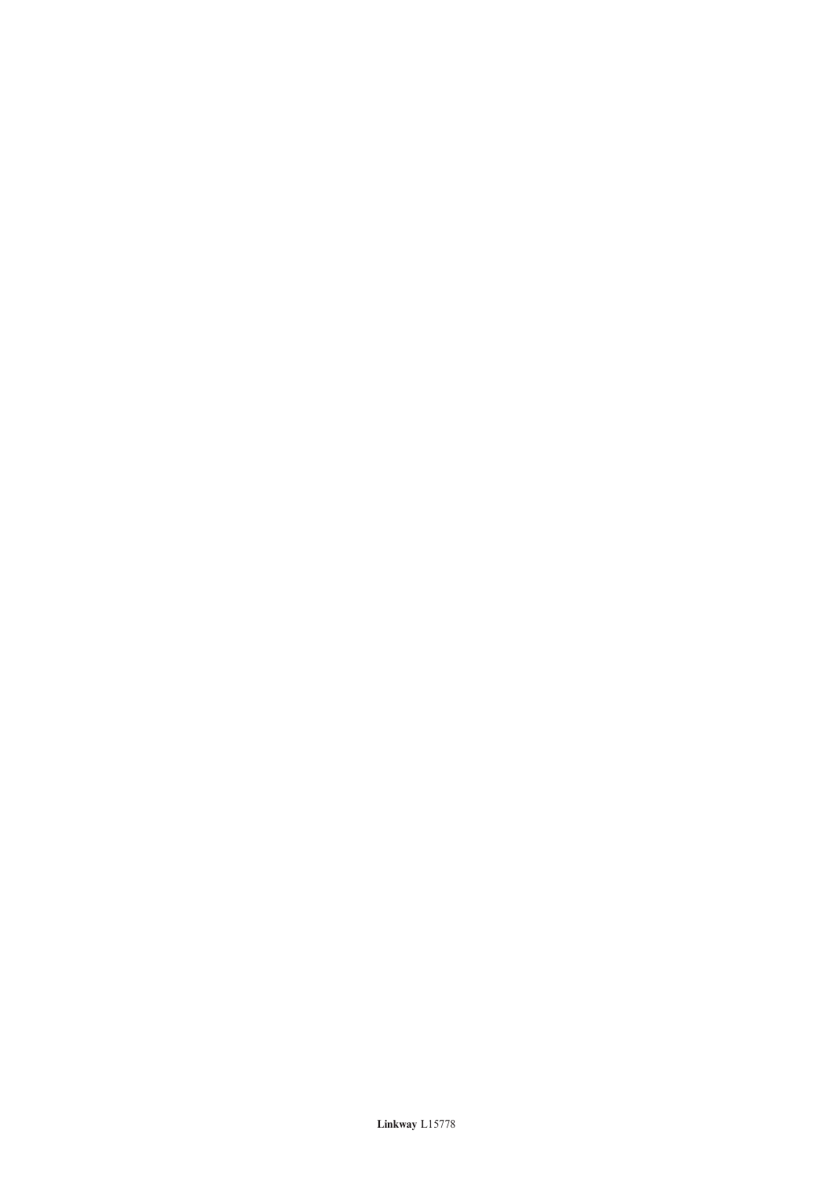**Linkway** L15778